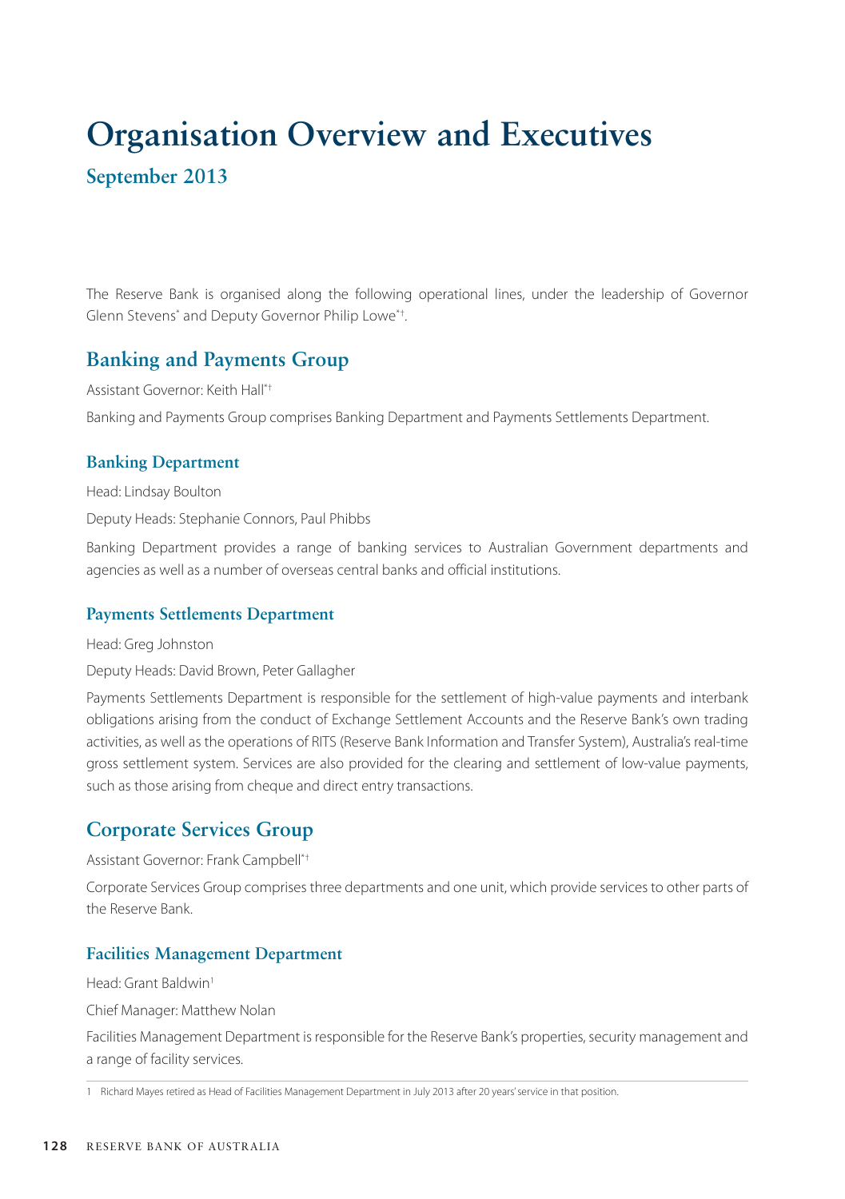# Organisation Overview and Executives

## September 2013

The Reserve Bank is organised along the following operational lines, under the leadership of Governor Glenn Stevens* and Deputy Governor Philip Lowe*†.

## Banking and Payments Group

Assistant Governor: Keith Hall*†

Banking and Payments Group comprises Banking Department and Payments Settlements Department.

### Banking Department

Head: Lindsay Boulton

Deputy Heads: Stephanie Connors, Paul Phibbs

Banking Department provides a range of banking services to Australian Government departments and agencies as well as a number of overseas central banks and official institutions.

### Payments Settlements Department

Head: Greg Johnston

Deputy Heads: David Brown, Peter Gallagher

Payments Settlements Department is responsible for the settlement of high-value payments and interbank obligations arising from the conduct of Exchange Settlement Accounts and the Reserve Bank's own trading activities, as well as the operations of RITS (Reserve Bank Information and Transfer System), Australia's real-time gross settlement system. Services are also provided for the clearing and settlement of low-value payments, such as those arising from cheque and direct entry transactions.

## Corporate Services Group

Assistant Governor: Frank Campbell*†

Corporate Services Group comprises three departments and one unit, which provide services to other parts of the Reserve Bank.

### Facilities Management Department

Head: Grant Baldwin[1]

Chief Manager: Matthew Nolan

Facilities Management Department is responsible for the Reserve Bank's properties, security management and a range of facility services.

---

1 Richard Mayes retired as Head of Facilities Management Department in July 2013 after 20 years' service in that position.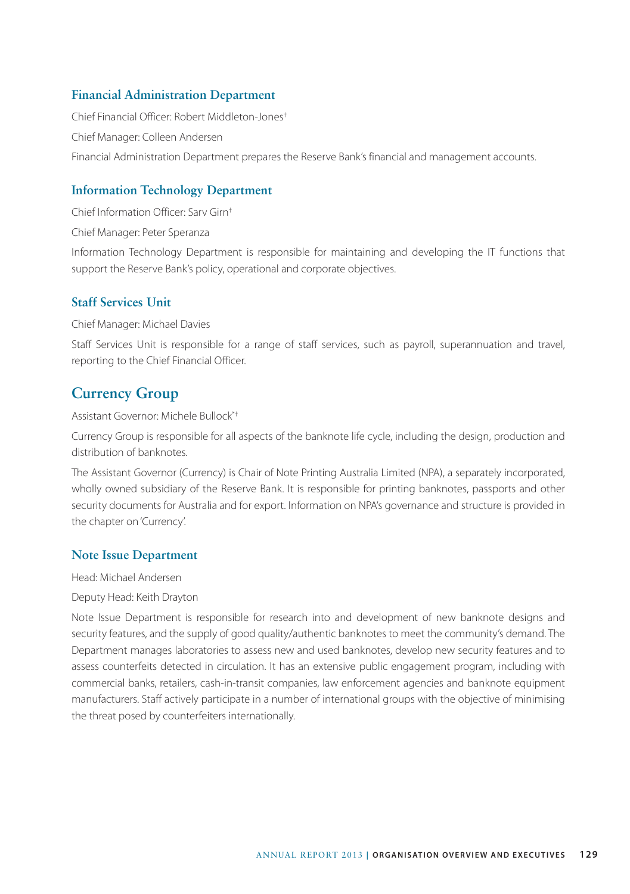### Financial Administration Department

Chief Financial Officer: Robert Middleton-Jones†

Chief Manager: Colleen Andersen

Financial Administration Department prepares the Reserve Bank's financial and management accounts.

### Information Technology Department

Chief Information Officer: Sarv Girn†

Chief Manager: Peter Speranza

Information Technology Department is responsible for maintaining and developing the IT functions that support the Reserve Bank's policy, operational and corporate objectives.

### Staff Services Unit

Chief Manager: Michael Davies

Staff Services Unit is responsible for a range of staff services, such as payroll, superannuation and travel, reporting to the Chief Financial Officer.

## Currency Group

Assistant Governor: Michele Bullock*†

Currency Group is responsible for all aspects of the banknote life cycle, including the design, production and distribution of banknotes.

The Assistant Governor (Currency) is Chair of Note Printing Australia Limited (NPA), a separately incorporated, wholly owned subsidiary of the Reserve Bank. It is responsible for printing banknotes, passports and other security documents for Australia and for export. Information on NPA's governance and structure is provided in the chapter on 'Currency'.

### Note Issue Department

Head: Michael Andersen

Deputy Head: Keith Drayton

Note Issue Department is responsible for research into and development of new banknote designs and security features, and the supply of good quality/authentic banknotes to meet the community's demand. The Department manages laboratories to assess new and used banknotes, develop new security features and to assess counterfeits detected in circulation. It has an extensive public engagement program, including with commercial banks, retailers, cash-in-transit companies, law enforcement agencies and banknote equipment manufacturers. Staff actively participate in a number of international groups with the objective of minimising the threat posed by counterfeiters internationally.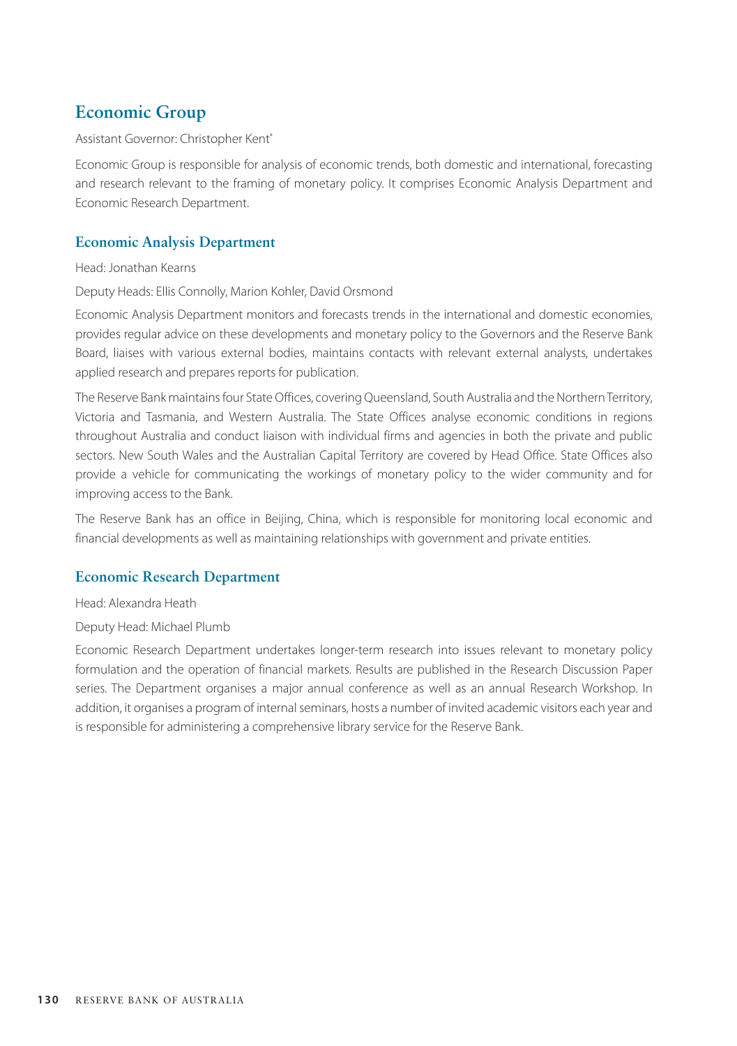## Economic Group

Assistant Governor: Christopher Kent*

Economic Group is responsible for analysis of economic trends, both domestic and international, forecasting and research relevant to the framing of monetary policy. It comprises Economic Analysis Department and Economic Research Department.

### Economic Analysis Department

Head: Jonathan Kearns

Deputy Heads: Ellis Connolly, Marion Kohler, David Orsmond

Economic Analysis Department monitors and forecasts trends in the international and domestic economies, provides regular advice on these developments and monetary policy to the Governors and the Reserve Bank Board, liaises with various external bodies, maintains contacts with relevant external analysts, undertakes applied research and prepares reports for publication.

The Reserve Bank maintains four State Offices, covering Queensland, South Australia and the Northern Territory, Victoria and Tasmania, and Western Australia. The State Offices analyse economic conditions in regions throughout Australia and conduct liaison with individual firms and agencies in both the private and public sectors. New South Wales and the Australian Capital Territory are covered by Head Office. State Offices also provide a vehicle for communicating the workings of monetary policy to the wider community and for improving access to the Bank.

The Reserve Bank has an office in Beijing, China, which is responsible for monitoring local economic and financial developments as well as maintaining relationships with government and private entities.

### Economic Research Department

Head: Alexandra Heath

Deputy Head: Michael Plumb

Economic Research Department undertakes longer-term research into issues relevant to monetary policy formulation and the operation of financial markets. Results are published in the Research Discussion Paper series. The Department organises a major annual conference as well as an annual Research Workshop. In addition, it organises a program of internal seminars, hosts a number of invited academic visitors each year and is responsible for administering a comprehensive library service for the Reserve Bank.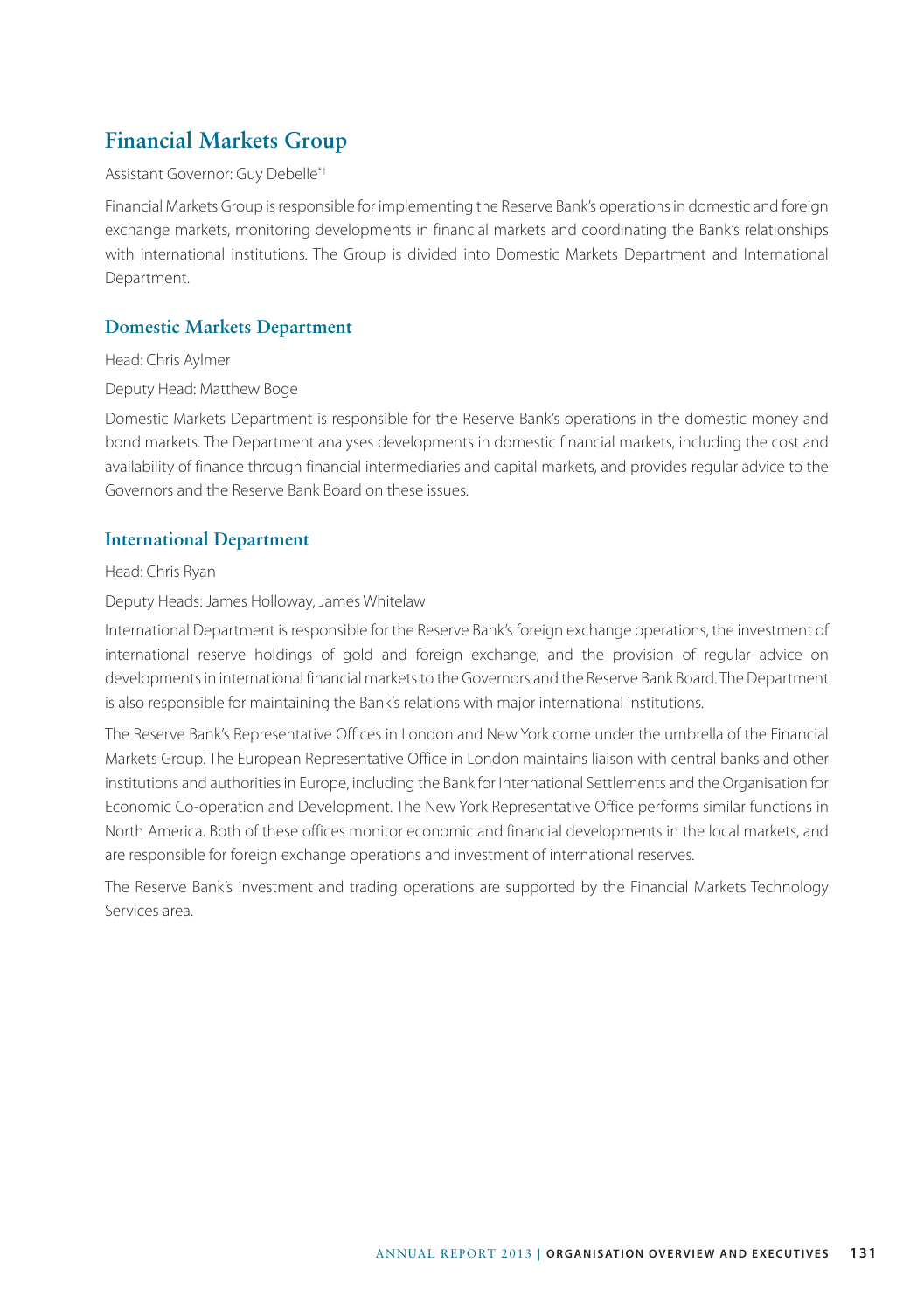## Financial Markets Group

Assistant Governor: Guy Debelle*†

Financial Markets Group is responsible for implementing the Reserve Bank's operations in domestic and foreign exchange markets, monitoring developments in financial markets and coordinating the Bank's relationships with international institutions. The Group is divided into Domestic Markets Department and International Department.

### Domestic Markets Department

Head: Chris Aylmer

Deputy Head: Matthew Boge

Domestic Markets Department is responsible for the Reserve Bank's operations in the domestic money and bond markets. The Department analyses developments in domestic financial markets, including the cost and availability of finance through financial intermediaries and capital markets, and provides regular advice to the Governors and the Reserve Bank Board on these issues.

### International Department

Head: Chris Ryan

Deputy Heads: James Holloway, James Whitelaw

International Department is responsible for the Reserve Bank's foreign exchange operations, the investment of international reserve holdings of gold and foreign exchange, and the provision of regular advice on developments in international financial markets to the Governors and the Reserve Bank Board. The Department is also responsible for maintaining the Bank's relations with major international institutions.

The Reserve Bank's Representative Offices in London and New York come under the umbrella of the Financial Markets Group. The European Representative Office in London maintains liaison with central banks and other institutions and authorities in Europe, including the Bank for International Settlements and the Organisation for Economic Co-operation and Development. The New York Representative Office performs similar functions in North America. Both of these offices monitor economic and financial developments in the local markets, and are responsible for foreign exchange operations and investment of international reserves.

The Reserve Bank's investment and trading operations are supported by the Financial Markets Technology Services area.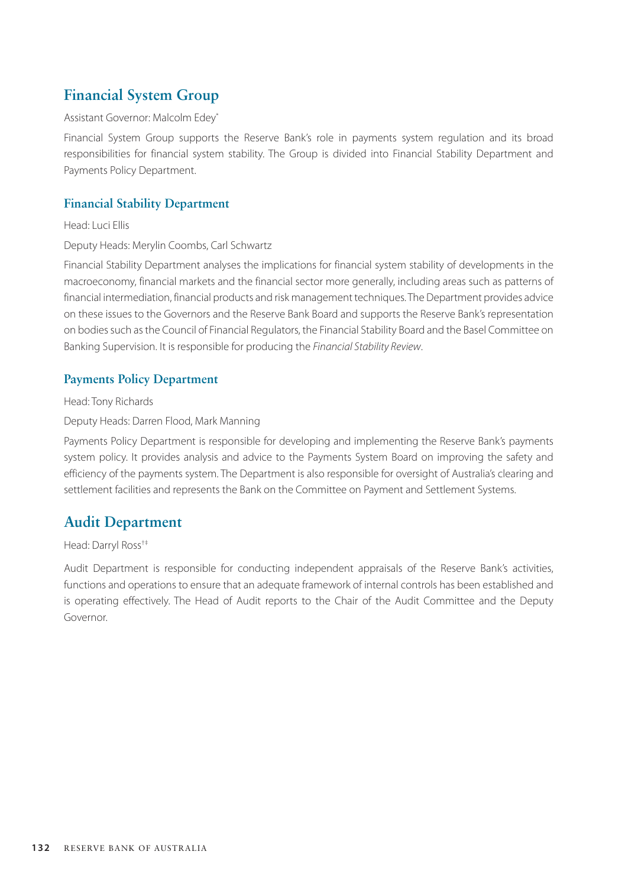## Financial System Group

Assistant Governor: Malcolm Edey*

Financial System Group supports the Reserve Bank's role in payments system regulation and its broad responsibilities for financial system stability. The Group is divided into Financial Stability Department and Payments Policy Department.

### Financial Stability Department

Head: Luci Ellis

Deputy Heads: Merylin Coombs, Carl Schwartz

Financial Stability Department analyses the implications for financial system stability of developments in the macroeconomy, financial markets and the financial sector more generally, including areas such as patterns of financial intermediation, financial products and risk management techniques. The Department provides advice on these issues to the Governors and the Reserve Bank Board and supports the Reserve Bank's representation on bodies such as the Council of Financial Regulators, the Financial Stability Board and the Basel Committee on Banking Supervision. It is responsible for producing the *Financial Stability Review*.

### Payments Policy Department

Head: Tony Richards

Deputy Heads: Darren Flood, Mark Manning

Payments Policy Department is responsible for developing and implementing the Reserve Bank's payments system policy. It provides analysis and advice to the Payments System Board on improving the safety and efficiency of the payments system. The Department is also responsible for oversight of Australia's clearing and settlement facilities and represents the Bank on the Committee on Payment and Settlement Systems.

## Audit Department

Head: Darryl Ross††

Audit Department is responsible for conducting independent appraisals of the Reserve Bank's activities, functions and operations to ensure that an adequate framework of internal controls has been established and is operating effectively. The Head of Audit reports to the Chair of the Audit Committee and the Deputy Governor.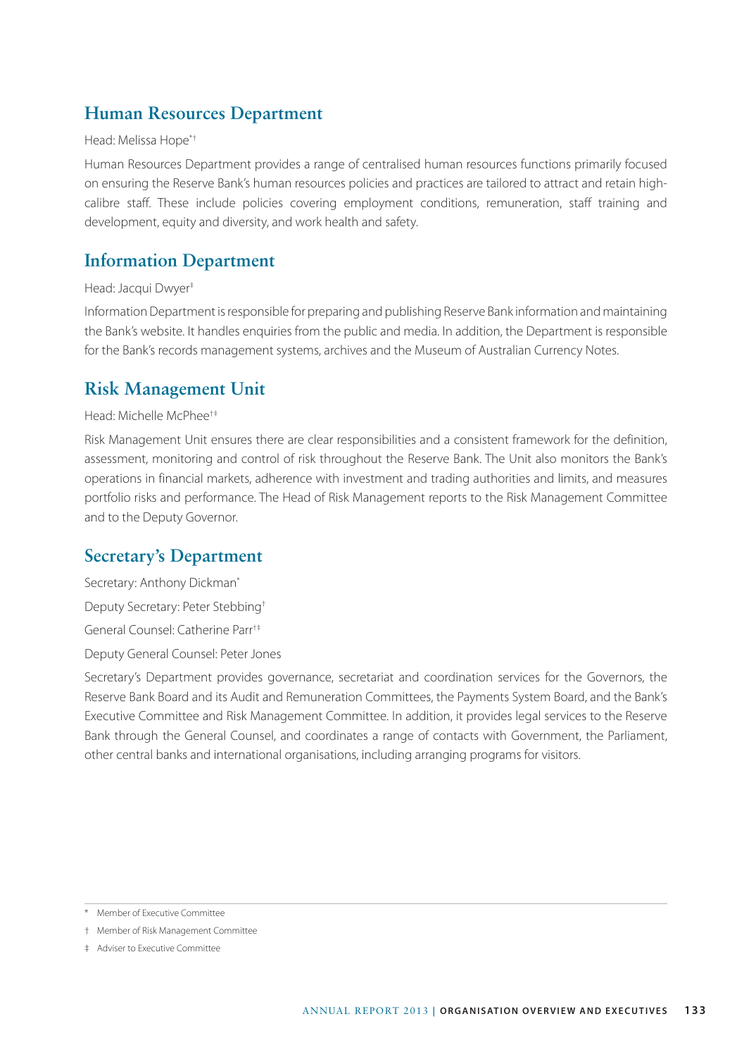## Human Resources Department

Head: Melissa Hope*†

Human Resources Department provides a range of centralised human resources functions primarily focused on ensuring the Reserve Bank's human resources policies and practices are tailored to attract and retain high-calibre staff. These include policies covering employment conditions, remuneration, staff training and development, equity and diversity, and work health and safety.

## Information Department

Head: Jacqui Dwyer‡

Information Department is responsible for preparing and publishing Reserve Bank information and maintaining the Bank's website. It handles enquiries from the public and media. In addition, the Department is responsible for the Bank's records management systems, archives and the Museum of Australian Currency Notes.

## Risk Management Unit

Head: Michelle McPhee†‡

Risk Management Unit ensures there are clear responsibilities and a consistent framework for the definition, assessment, monitoring and control of risk throughout the Reserve Bank. The Unit also monitors the Bank's operations in financial markets, adherence with investment and trading authorities and limits, and measures portfolio risks and performance. The Head of Risk Management reports to the Risk Management Committee and to the Deputy Governor.

## Secretary's Department

Secretary: Anthony Dickman*

Deputy Secretary: Peter Stebbing†

General Counsel: Catherine Parr†‡

Deputy General Counsel: Peter Jones

Secretary's Department provides governance, secretariat and coordination services for the Governors, the Reserve Bank Board and its Audit and Remuneration Committees, the Payments System Board, and the Bank's Executive Committee and Risk Management Committee. In addition, it provides legal services to the Reserve Bank through the General Counsel, and coordinates a range of contacts with Government, the Parliament, other central banks and international organisations, including arranging programs for visitors.

---

\* Member of Executive Committee

† Member of Risk Management Committee

‡ Adviser to Executive Committee